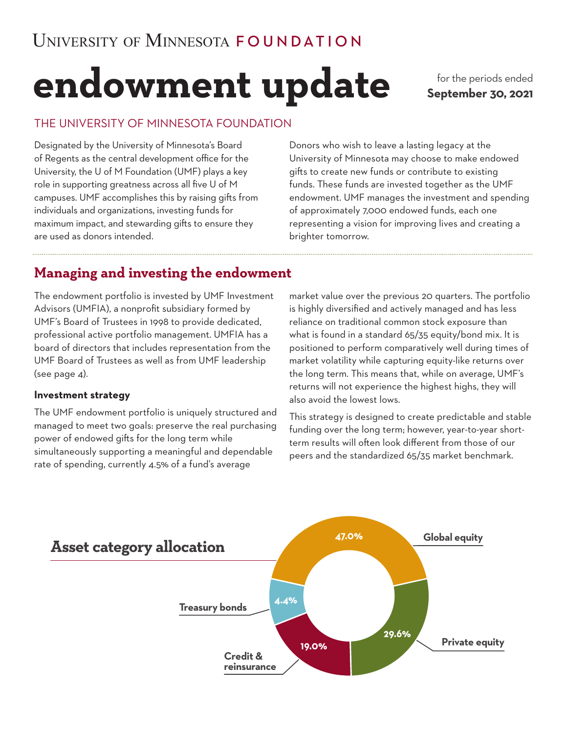University of Minnesota **FOUNDATION**

# endowment update

for the periods ended **September 30, 2021**

## THE UNIVERSITY OF MINNESOTA FOUNDATION

Designated by the University of Minnesota's Board of Regents as the central development office for the University, the U of M Foundation (UMF) plays a key role in supporting greatness across all five U of M campuses. UMF accomplishes this by raising gifts from individuals and organizations, investing funds for maximum impact, and stewarding gifts to ensure they are used as donors intended.

Donors who wish to leave a lasting legacy at the University of Minnesota may choose to make endowed gifts to create new funds or contribute to existing funds. These funds are invested together as the UMF endowment. UMF manages the investment and spending of approximately 7,000 endowed funds, each one representing a vision for improving lives and creating a brighter tomorrow.

## Managing and investing the endowment

The endowment portfolio is invested by UMF Investment Advisors (UMFIA), a nonprofit subsidiary formed by UMF's Board of Trustees in 1998 to provide dedicated, professional active portfolio management. UMFIA has a board of directors that includes representation from the UMF Board of Trustees as well as from UMF leadership (see page 4).

### Investment strategy

The UMF endowment portfolio is uniquely structured and managed to meet two goals: preserve the real purchasing power of endowed gifts for the long term while simultaneously supporting a meaningful and dependable rate of spending, currently 4.5% of a fund's average market value over the previous 20 quarters. The portfolio is highly diversified and actively managed and has less reliance on traditional common stock exposure than what is found in a standard 65/35 equity/bond mix. It is positioned to perform comparatively well during times of market volatility while capturing equity-like returns over the long term. This means that, while on average, UMF's returns will not experience the highest highs, they will also avoid the lowest lows.

This strategy is designed to create predictable and stable funding over the long term; however, year-to-year short-term results will often look different from those of our peers and the standardized 65/35 market benchmark.

## Asset category allocation

| Asset category | Allocation |
|---|---|
| Global equity | 47.0% |
| Private equity | 29.6% |
| Credit & reinsurance | 19.0% |
| Treasury bonds | 4.4% |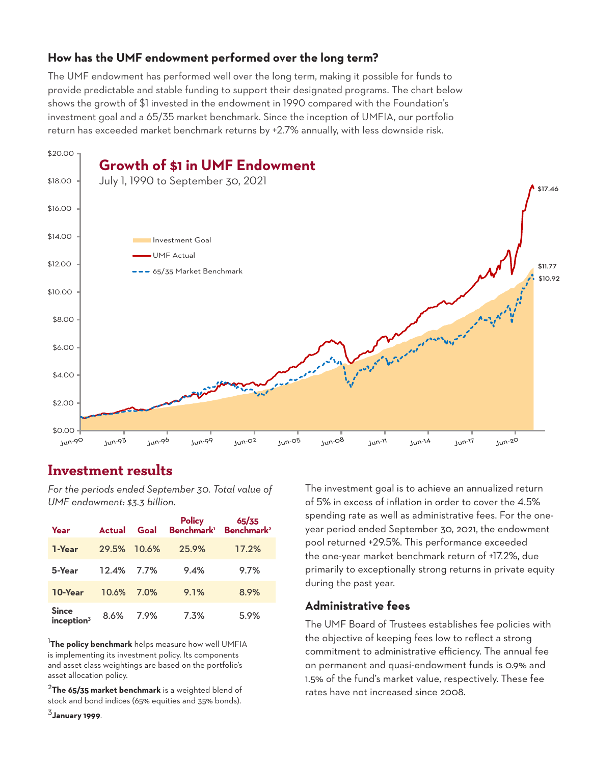### How has the UMF endowment performed over the long term?

The UMF endowment has performed well over the long term, making it possible for funds to provide predictable and stable funding to support their designated programs. The chart below shows the growth of $1 invested in the endowment in 1990 compared with the Foundation's investment goal and a 65/35 market benchmark. Since the inception of UMFIA, our portfolio return has exceeded market benchmark returns by +2.7% annually, with less downside risk.

**Growth of $1 in UMF Endowment**

July 1, 1990 to September 30, 2021

- Investment Goal: $11.77
- UMF Actual: $17.46
- 65/35 Market Benchmark: $10.92

## Investment results

*For the periods ended September 30. Total value of UMF endowment: $3.3 billion.*

| Year | Actual | Goal | Policy Benchmark[1] | 65/35 Benchmark[2] |
|---|---|---|---|---|
| **1-Year** | 29.5% | 10.6% | 25.9% | 17.2% |
| **5-Year** | 12.4% | 7.7% | 9.4% | 9.7% |
| **10-Year** | 10.6% | 7.0% | 9.1% | 8.9% |
| **Since inception[3]** | 8.6% | 7.9% | 7.3% | 5.9% |

[1] **The policy benchmark** helps measure how well UMFIA is implementing its investment policy. Its components and asset class weightings are based on the portfolio's asset allocation policy.

[2] **The 65/35 market benchmark** is a weighted blend of stock and bond indices (65% equities and 35% bonds).

[3] **January 1999**.

The investment goal is to achieve an annualized return of 5% in excess of inflation in order to cover the 4.5% spending rate as well as administrative fees. For the one-year period ended September 30, 2021, the endowment pool returned +29.5%. This performance exceeded the one-year market benchmark return of +17.2%, due primarily to exceptionally strong returns in private equity during the past year.

### Administrative fees

The UMF Board of Trustees establishes fee policies with the objective of keeping fees low to reflect a strong commitment to administrative efficiency. The annual fee on permanent and quasi-endowment funds is 0.9% and 1.5% of the fund's market value, respectively. These fee rates have not increased since 2008.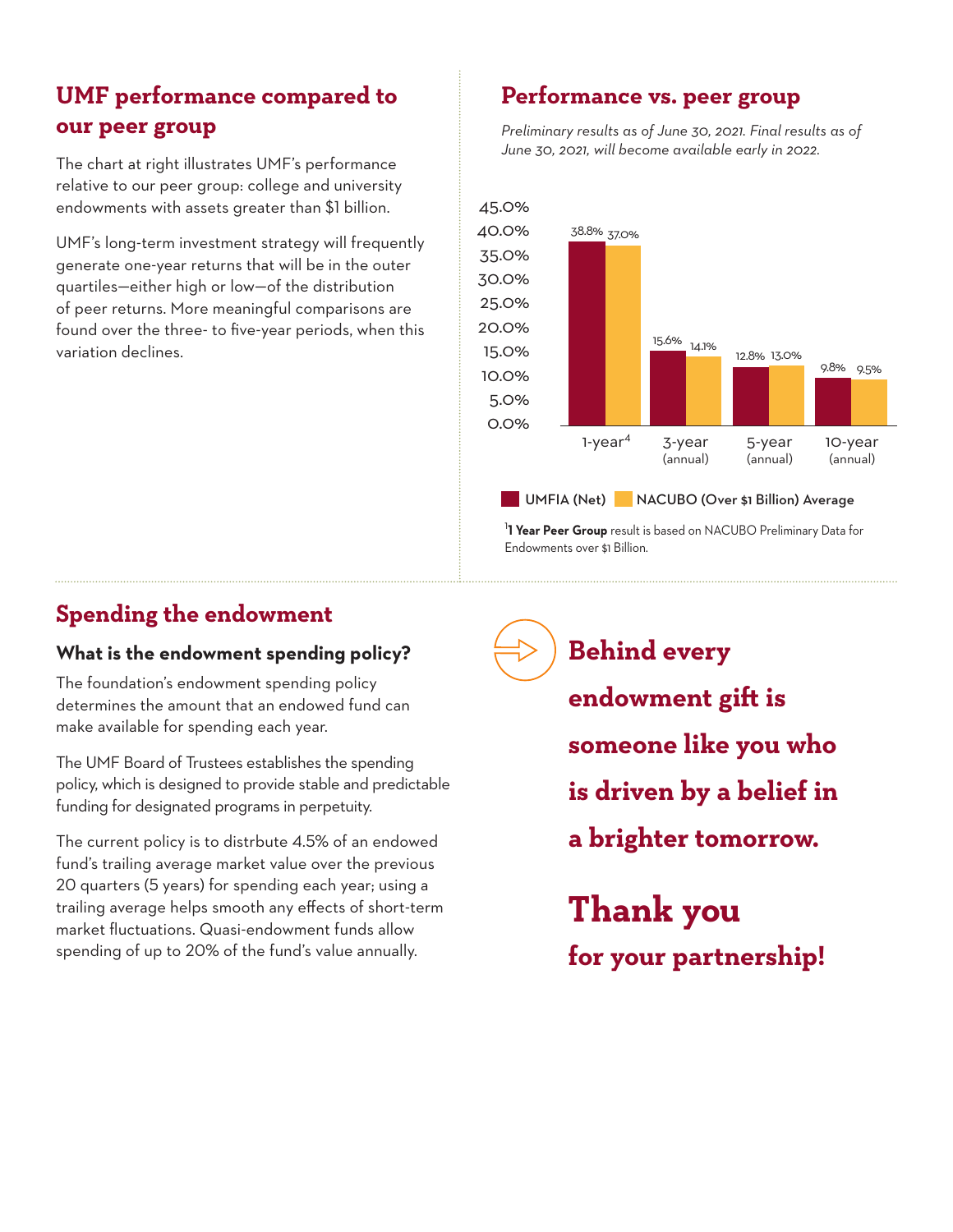## UMF performance compared to our peer group

The chart at right illustrates UMF's performance relative to our peer group: college and university endowments with assets greater than $1 billion.

UMF's long-term investment strategy will frequently generate one-year returns that will be in the outer quartiles—either high or low—of the distribution of peer returns. More meaningful comparisons are found over the three- to five-year periods, when this variation declines.

## Performance vs. peer group

*Preliminary results as of June 30, 2021. Final results as of June 30, 2021, will become available early in 2022.*

| | UMFIA (Net) | NACUBO (Over $1 Billion) Average |
|---|---|---|
| 1-year[4] | 38.8% | 37.0% |
| 3-year (annual) | 15.6% | 14.1% |
| 5-year (annual) | 12.8% | 13.0% |
| 10-year (annual) | 9.8% | 9.5% |

[1] **1 Year Peer Group** result is based on NACUBO Preliminary Data for Endowments over $1 Billion.

## Spending the endowment

### What is the endowment spending policy?

The foundation's endowment spending policy determines the amount that an endowed fund can make available for spending each year.

The UMF Board of Trustees establishes the spending policy, which is designed to provide stable and predictable funding for designated programs in perpetuity.

The current policy is to distrbute 4.5% of an endowed fund's trailing average market value over the previous 20 quarters (5 years) for spending each year; using a trailing average helps smooth any effects of short-term market fluctuations. Quasi-endowment funds allow spending of up to 20% of the fund's value annually.

**Behind every endowment gift is someone like you who is driven by a belief in a brighter tomorrow.**

# Thank you

**for your partnership!**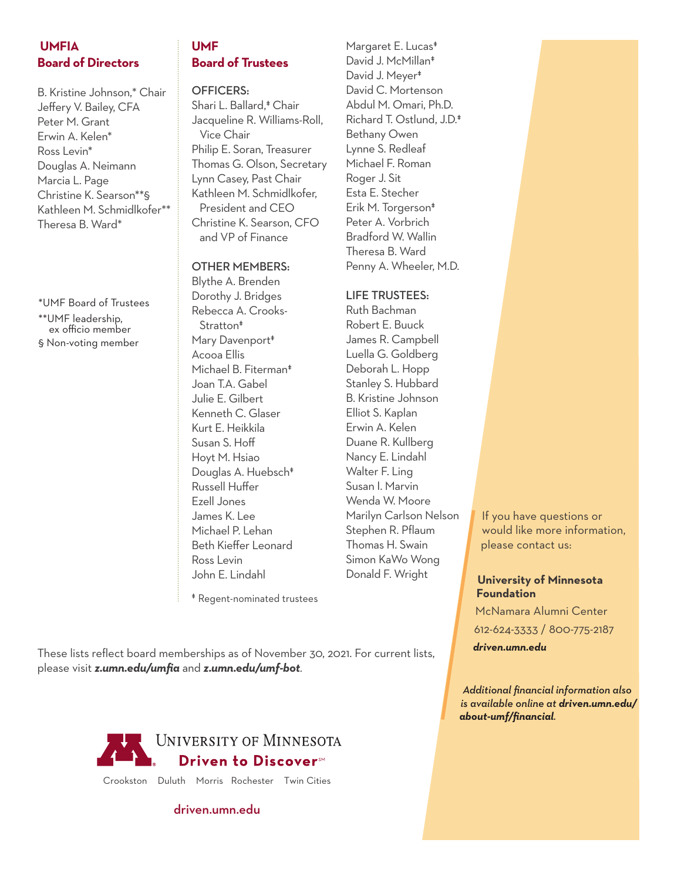## UMFIA Board of Directors

B. Kristine Johnson,* Chair
Jeffery V. Bailey, CFA
Peter M. Grant
Erwin A. Kelen*
Ross Levin*
Douglas A. Neimann
Marcia L. Page
Christine K. Searson**§
Kathleen M. Schmidlkofer**
Theresa B. Ward*

*UMF Board of Trustees
**UMF leadership, ex officio member
§ Non-voting member

## UMF Board of Trustees

**OFFICERS:**

Shari L. Ballard,‡ Chair
Jacqueline R. Williams-Roll, Vice Chair
Philip E. Soran, Treasurer
Thomas G. Olson, Secretary
Lynn Casey, Past Chair
Kathleen M. Schmidlkofer, President and CEO
Christine K. Searson, CFO and VP of Finance

**OTHER MEMBERS:**

Blythe A. Brenden
Dorothy J. Bridges
Rebecca A. Crooks-Stratton‡
Mary Davenport‡
Acooa Ellis
Michael B. Fiterman‡
Joan T.A. Gabel
Julie E. Gilbert
Kenneth C. Glaser
Kurt E. Heikkila
Susan S. Hoff
Hoyt M. Hsiao
Douglas A. Huebsch‡
Russell Huffer
Ezell Jones
James K. Lee
Michael P. Lehan
Beth Kieffer Leonard
Ross Levin
John E. Lindahl
Margaret E. Lucas‡
David J. McMillan‡
David J. Meyer‡
David C. Mortenson
Abdul M. Omari, Ph.D.
Richard T. Ostlund, J.D.‡
Bethany Owen
Lynne S. Redleaf
Michael F. Roman
Roger J. Sit
Esta E. Stecher
Erik M. Torgerson‡
Peter A. Vorbrich
Bradford W. Wallin
Theresa B. Ward
Penny A. Wheeler, M.D.

**LIFE TRUSTEES:**

Ruth Bachman
Robert E. Buuck
James R. Campbell
Luella G. Goldberg
Deborah L. Hopp
Stanley S. Hubbard
B. Kristine Johnson
Elliot S. Kaplan
Erwin A. Kelen
Duane R. Kullberg
Nancy E. Lindahl
Walter F. Ling
Susan I. Marvin
Wenda W. Moore
Marilyn Carlson Nelson
Stephen R. Pflaum
Thomas H. Swain
Simon KaWo Wong
Donald F. Wright

‡ Regent-nominated trustees

These lists reflect board memberships as of November 30, 2021. For current lists, please visit ***z.umn.edu/umfia*** and ***z.umn.edu/umf-bot***.

If you have questions or would like more information, please contact us:

**University of Minnesota Foundation**
McNamara Alumni Center
612-624-3333 / 800-775-2187
***driven.umn.edu***

*Additional financial information also is available online at **driven.umn.edu/about-umf/financial**.*

University of Minnesota
Driven to Discover℠

Crookston Duluth Morris Rochester Twin Cities

driven.umn.edu